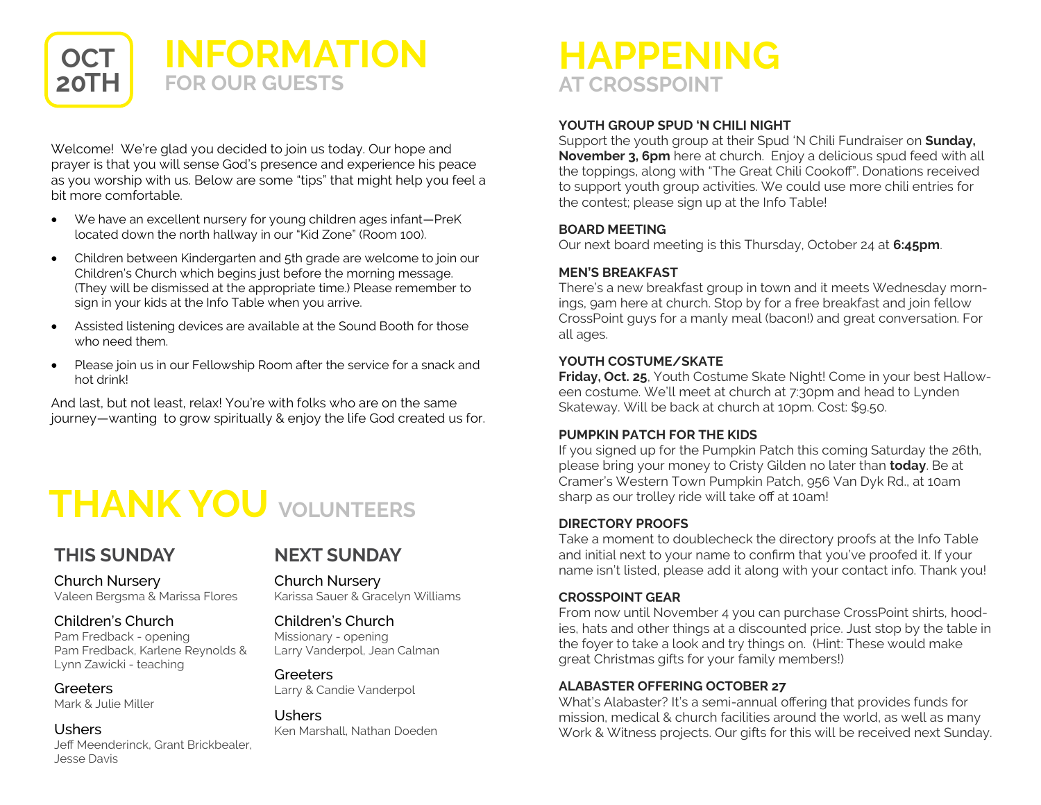**OCT 20TH**

# INFORMATION
## FOR OUR GUESTS

Welcome! We're glad you decided to join us today. Our hope and prayer is that you will sense God's presence and experience his peace as you worship with us. Below are some "tips" that might help you feel a bit more comfortable.

- We have an excellent nursery for young children ages infant—PreK located down the north hallway in our "Kid Zone" (Room 100).
- Children between Kindergarten and 5th grade are welcome to join our Children's Church which begins just before the morning message. (They will be dismissed at the appropriate time.) Please remember to sign in your kids at the Info Table when you arrive.
- Assisted listening devices are available at the Sound Booth for those who need them.
- Please join us in our Fellowship Room after the service for a snack and hot drink!

And last, but not least, relax! You're with folks who are on the same journey—wanting to grow spiritually & enjoy the life God created us for.

# THANK YOU VOLUNTEERS

## THIS SUNDAY

Church Nursery
Valeen Bergsma & Marissa Flores

Children's Church
Pam Fredback - opening
Pam Fredback, Karlene Reynolds & Lynn Zawicki - teaching

Greeters
Mark & Julie Miller

Ushers
Jeff Meenderinck, Grant Brickbealer, Jesse Davis

## NEXT SUNDAY

Church Nursery
Karissa Sauer & Gracelyn Williams

Children's Church
Missionary - opening
Larry Vanderpol, Jean Calman

Greeters
Larry & Candie Vanderpol

Ushers
Ken Marshall, Nathan Doeden

# HAPPENING
## AT CROSSPOINT

**YOUTH GROUP SPUD 'N CHILI NIGHT**
Support the youth group at their Spud 'N Chili Fundraiser on **Sunday, November 3, 6pm** here at church. Enjoy a delicious spud feed with all the toppings, along with "The Great Chili Cookoff". Donations received to support youth group activities. We could use more chili entries for the contest; please sign up at the Info Table!

**BOARD MEETING**
Our next board meeting is this Thursday, October 24 at **6:45pm**.

**MEN'S BREAKFAST**
There's a new breakfast group in town and it meets Wednesday mornings, 9am here at church. Stop by for a free breakfast and join fellow CrossPoint guys for a manly meal (bacon!) and great conversation. For all ages.

**YOUTH COSTUME/SKATE**
**Friday, Oct. 25**, Youth Costume Skate Night! Come in your best Halloween costume. We'll meet at church at 7:30pm and head to Lynden Skateway. Will be back at church at 10pm. Cost: $9.50.

**PUMPKIN PATCH FOR THE KIDS**
If you signed up for the Pumpkin Patch this coming Saturday the 26th, please bring your money to Cristy Gilden no later than **today**. Be at Cramer's Western Town Pumpkin Patch, 956 Van Dyk Rd., at 10am sharp as our trolley ride will take off at 10am!

**DIRECTORY PROOFS**
Take a moment to doublecheck the directory proofs at the Info Table and initial next to your name to confirm that you've proofed it. If your name isn't listed, please add it along with your contact info. Thank you!

**CROSSPOINT GEAR**
From now until November 4 you can purchase CrossPoint shirts, hoodies, hats and other things at a discounted price. Just stop by the table in the foyer to take a look and try things on. (Hint: These would make great Christmas gifts for your family members!)

**ALABASTER OFFERING OCTOBER 27**
What's Alabaster? It's a semi-annual offering that provides funds for mission, medical & church facilities around the world, as well as many Work & Witness projects. Our gifts for this will be received next Sunday.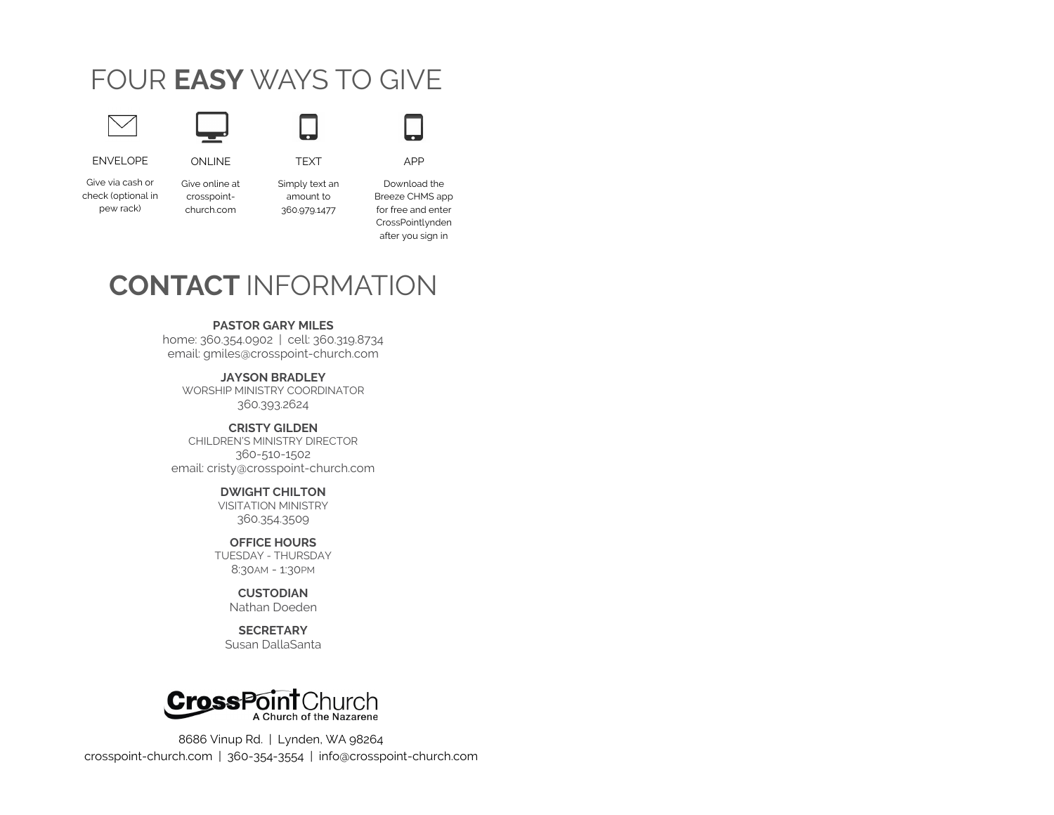# FOUR **EASY** WAYS TO GIVE

**ENVELOPE**
Give via cash or check (optional in pew rack)

**ONLINE**
Give online at crosspoint-church.com

**TEXT**
Simply text an amount to 360.979.1477

**APP**
Download the Breeze CHMS app for free and enter CrossPointlynden after you sign in

# **CONTACT** INFORMATION

**PASTOR GARY MILES**
home: 360.354.0902 | cell: 360.319.8734
email: gmiles@crosspoint-church.com

**JAYSON BRADLEY**
WORSHIP MINISTRY COORDINATOR
360.393.2624

**CRISTY GILDEN**
CHILDREN'S MINISTRY DIRECTOR
360-510-1502
email: cristy@crosspoint-church.com

**DWIGHT CHILTON**
VISITATION MINISTRY
360.354.3509

**OFFICE HOURS**
TUESDAY - THURSDAY
8:30AM - 1:30PM

**CUSTODIAN**
Nathan Doeden

**SECRETARY**
Susan DallaSanta

CrossPoint Church
A Church of the Nazarene

8686 Vinup Rd. | Lynden, WA 98264
crosspoint-church.com | 360-354-3554 | info@crosspoint-church.com